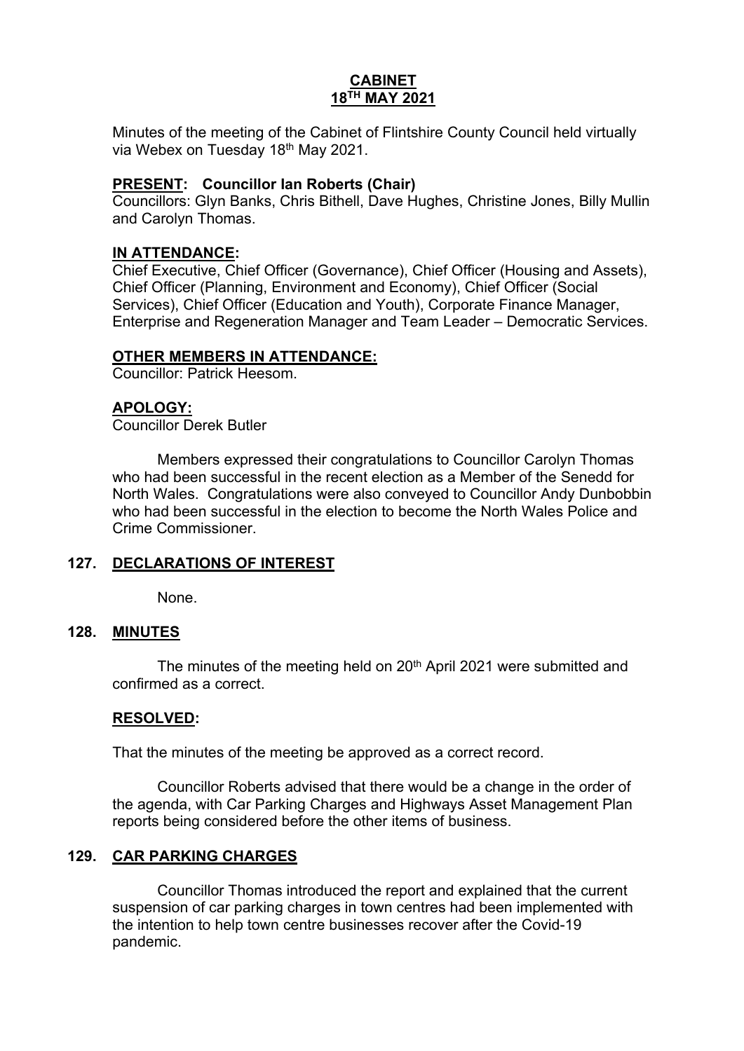# CABINET
# 18TH MAY 2021

Minutes of the meeting of the Cabinet of Flintshire County Council held virtually via Webex on Tuesday 18th May 2021.

**PRESENT: Councillor Ian Roberts (Chair)**
Councillors: Glyn Banks, Chris Bithell, Dave Hughes, Christine Jones, Billy Mullin and Carolyn Thomas.

**IN ATTENDANCE:**
Chief Executive, Chief Officer (Governance), Chief Officer (Housing and Assets), Chief Officer (Planning, Environment and Economy), Chief Officer (Social Services), Chief Officer (Education and Youth), Corporate Finance Manager, Enterprise and Regeneration Manager and Team Leader – Democratic Services.

**OTHER MEMBERS IN ATTENDANCE:**
Councillor: Patrick Heesom.

**APOLOGY:**
Councillor Derek Butler

Members expressed their congratulations to Councillor Carolyn Thomas who had been successful in the recent election as a Member of the Senedd for North Wales. Congratulations were also conveyed to Councillor Andy Dunbobbin who had been successful in the election to become the North Wales Police and Crime Commissioner.

## 127. DECLARATIONS OF INTEREST

None.

## 128. MINUTES

The minutes of the meeting held on 20th April 2021 were submitted and confirmed as a correct.

**RESOLVED:**

That the minutes of the meeting be approved as a correct record.

Councillor Roberts advised that there would be a change in the order of the agenda, with Car Parking Charges and Highways Asset Management Plan reports being considered before the other items of business.

## 129. CAR PARKING CHARGES

Councillor Thomas introduced the report and explained that the current suspension of car parking charges in town centres had been implemented with the intention to help town centre businesses recover after the Covid-19 pandemic.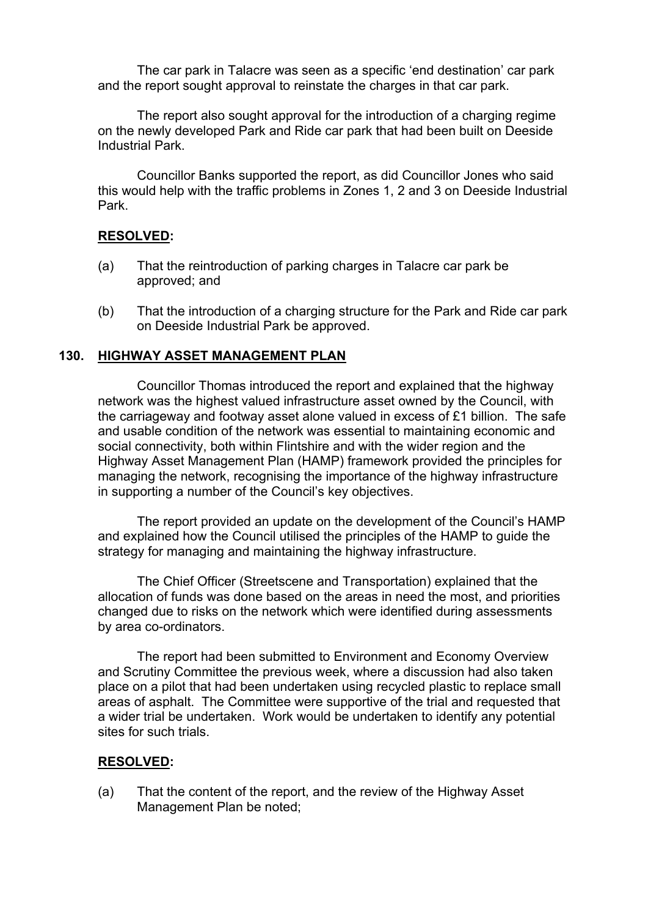The car park in Talacre was seen as a specific 'end destination' car park and the report sought approval to reinstate the charges in that car park.

The report also sought approval for the introduction of a charging regime on the newly developed Park and Ride car park that had been built on Deeside Industrial Park.

Councillor Banks supported the report, as did Councillor Jones who said this would help with the traffic problems in Zones 1, 2 and 3 on Deeside Industrial Park.

**RESOLVED:**

(a) That the reintroduction of parking charges in Talacre car park be approved; and

(b) That the introduction of a charging structure for the Park and Ride car park on Deeside Industrial Park be approved.

## 130. HIGHWAY ASSET MANAGEMENT PLAN

Councillor Thomas introduced the report and explained that the highway network was the highest valued infrastructure asset owned by the Council, with the carriageway and footway asset alone valued in excess of £1 billion. The safe and usable condition of the network was essential to maintaining economic and social connectivity, both within Flintshire and with the wider region and the Highway Asset Management Plan (HAMP) framework provided the principles for managing the network, recognising the importance of the highway infrastructure in supporting a number of the Council's key objectives.

The report provided an update on the development of the Council's HAMP and explained how the Council utilised the principles of the HAMP to guide the strategy for managing and maintaining the highway infrastructure.

The Chief Officer (Streetscene and Transportation) explained that the allocation of funds was done based on the areas in need the most, and priorities changed due to risks on the network which were identified during assessments by area co-ordinators.

The report had been submitted to Environment and Economy Overview and Scrutiny Committee the previous week, where a discussion had also taken place on a pilot that had been undertaken using recycled plastic to replace small areas of asphalt. The Committee were supportive of the trial and requested that a wider trial be undertaken. Work would be undertaken to identify any potential sites for such trials.

**RESOLVED:**

(a) That the content of the report, and the review of the Highway Asset Management Plan be noted;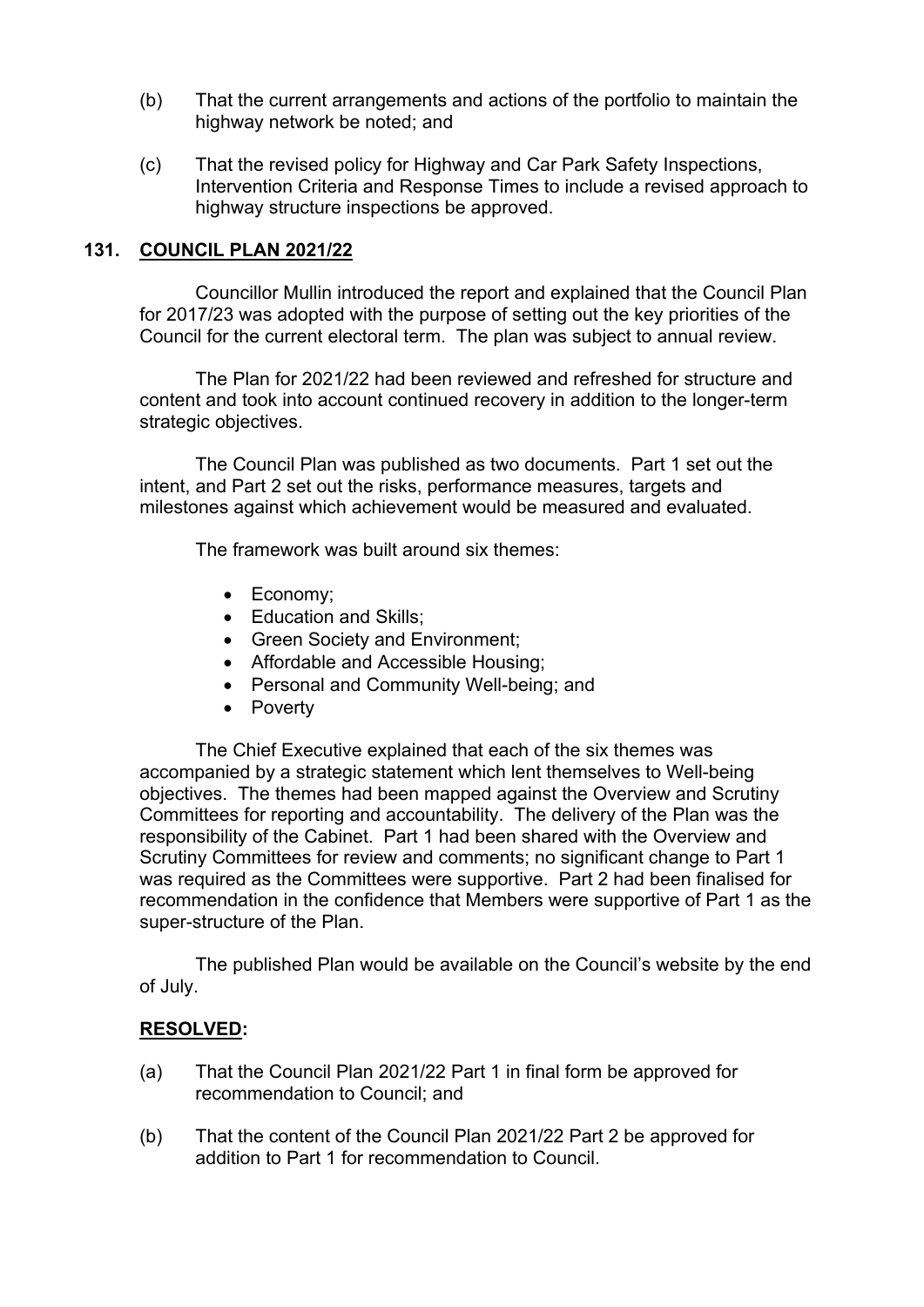(b) That the current arrangements and actions of the portfolio to maintain the highway network be noted; and

(c) That the revised policy for Highway and Car Park Safety Inspections, Intervention Criteria and Response Times to include a revised approach to highway structure inspections be approved.

## 131. COUNCIL PLAN 2021/22

Councillor Mullin introduced the report and explained that the Council Plan for 2017/23 was adopted with the purpose of setting out the key priorities of the Council for the current electoral term. The plan was subject to annual review.

The Plan for 2021/22 had been reviewed and refreshed for structure and content and took into account continued recovery in addition to the longer-term strategic objectives.

The Council Plan was published as two documents. Part 1 set out the intent, and Part 2 set out the risks, performance measures, targets and milestones against which achievement would be measured and evaluated.

The framework was built around six themes:

- Economy;
- Education and Skills;
- Green Society and Environment;
- Affordable and Accessible Housing;
- Personal and Community Well-being; and
- Poverty

The Chief Executive explained that each of the six themes was accompanied by a strategic statement which lent themselves to Well-being objectives. The themes had been mapped against the Overview and Scrutiny Committees for reporting and accountability. The delivery of the Plan was the responsibility of the Cabinet. Part 1 had been shared with the Overview and Scrutiny Committees for review and comments; no significant change to Part 1 was required as the Committees were supportive. Part 2 had been finalised for recommendation in the confidence that Members were supportive of Part 1 as the super-structure of the Plan.

The published Plan would be available on the Council's website by the end of July.

**RESOLVED:**

(a) That the Council Plan 2021/22 Part 1 in final form be approved for recommendation to Council; and

(b) That the content of the Council Plan 2021/22 Part 2 be approved for addition to Part 1 for recommendation to Council.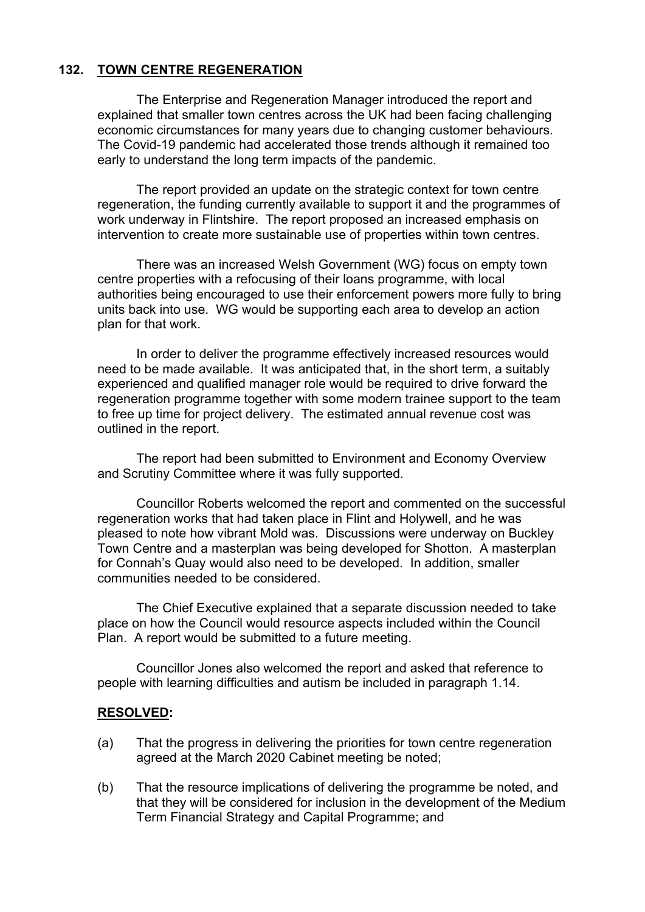## 132. TOWN CENTRE REGENERATION

The Enterprise and Regeneration Manager introduced the report and explained that smaller town centres across the UK had been facing challenging economic circumstances for many years due to changing customer behaviours. The Covid-19 pandemic had accelerated those trends although it remained too early to understand the long term impacts of the pandemic.

The report provided an update on the strategic context for town centre regeneration, the funding currently available to support it and the programmes of work underway in Flintshire. The report proposed an increased emphasis on intervention to create more sustainable use of properties within town centres.

There was an increased Welsh Government (WG) focus on empty town centre properties with a refocusing of their loans programme, with local authorities being encouraged to use their enforcement powers more fully to bring units back into use. WG would be supporting each area to develop an action plan for that work.

In order to deliver the programme effectively increased resources would need to be made available. It was anticipated that, in the short term, a suitably experienced and qualified manager role would be required to drive forward the regeneration programme together with some modern trainee support to the team to free up time for project delivery. The estimated annual revenue cost was outlined in the report.

The report had been submitted to Environment and Economy Overview and Scrutiny Committee where it was fully supported.

Councillor Roberts welcomed the report and commented on the successful regeneration works that had taken place in Flint and Holywell, and he was pleased to note how vibrant Mold was. Discussions were underway on Buckley Town Centre and a masterplan was being developed for Shotton. A masterplan for Connah's Quay would also need to be developed. In addition, smaller communities needed to be considered.

The Chief Executive explained that a separate discussion needed to take place on how the Council would resource aspects included within the Council Plan. A report would be submitted to a future meeting.

Councillor Jones also welcomed the report and asked that reference to people with learning difficulties and autism be included in paragraph 1.14.

**RESOLVED:**

(a) That the progress in delivering the priorities for town centre regeneration agreed at the March 2020 Cabinet meeting be noted;

(b) That the resource implications of delivering the programme be noted, and that they will be considered for inclusion in the development of the Medium Term Financial Strategy and Capital Programme; and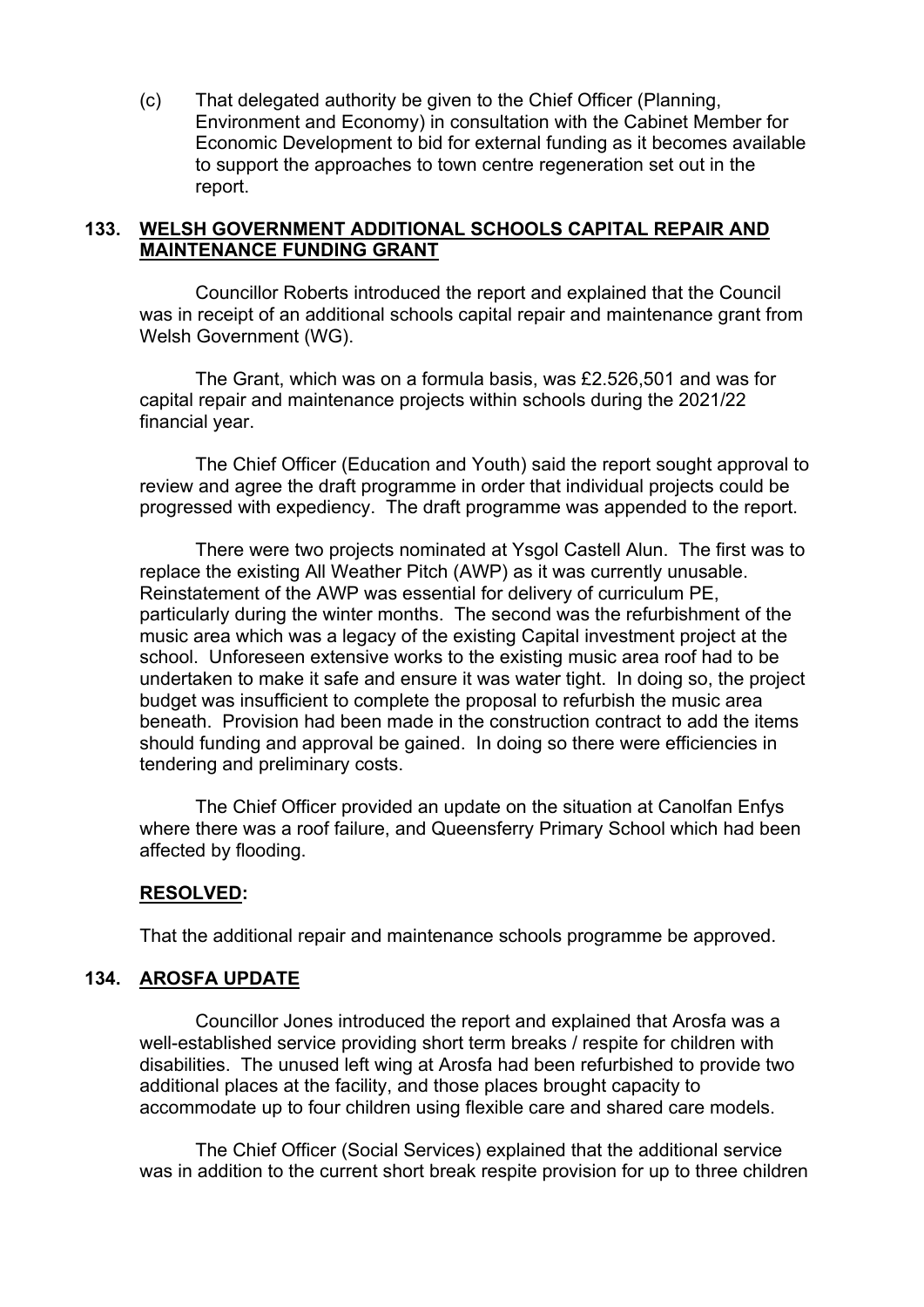(c) That delegated authority be given to the Chief Officer (Planning, Environment and Economy) in consultation with the Cabinet Member for Economic Development to bid for external funding as it becomes available to support the approaches to town centre regeneration set out in the report.

## 133. WELSH GOVERNMENT ADDITIONAL SCHOOLS CAPITAL REPAIR AND MAINTENANCE FUNDING GRANT

Councillor Roberts introduced the report and explained that the Council was in receipt of an additional schools capital repair and maintenance grant from Welsh Government (WG).

The Grant, which was on a formula basis, was £2.526,501 and was for capital repair and maintenance projects within schools during the 2021/22 financial year.

The Chief Officer (Education and Youth) said the report sought approval to review and agree the draft programme in order that individual projects could be progressed with expediency. The draft programme was appended to the report.

There were two projects nominated at Ysgol Castell Alun. The first was to replace the existing All Weather Pitch (AWP) as it was currently unusable. Reinstatement of the AWP was essential for delivery of curriculum PE, particularly during the winter months. The second was the refurbishment of the music area which was a legacy of the existing Capital investment project at the school. Unforeseen extensive works to the existing music area roof had to be undertaken to make it safe and ensure it was water tight. In doing so, the project budget was insufficient to complete the proposal to refurbish the music area beneath. Provision had been made in the construction contract to add the items should funding and approval be gained. In doing so there were efficiencies in tendering and preliminary costs.

The Chief Officer provided an update on the situation at Canolfan Enfys where there was a roof failure, and Queensferry Primary School which had been affected by flooding.

**RESOLVED:**

That the additional repair and maintenance schools programme be approved.

## 134. AROSFA UPDATE

Councillor Jones introduced the report and explained that Arosfa was a well-established service providing short term breaks / respite for children with disabilities. The unused left wing at Arosfa had been refurbished to provide two additional places at the facility, and those places brought capacity to accommodate up to four children using flexible care and shared care models.

The Chief Officer (Social Services) explained that the additional service was in addition to the current short break respite provision for up to three children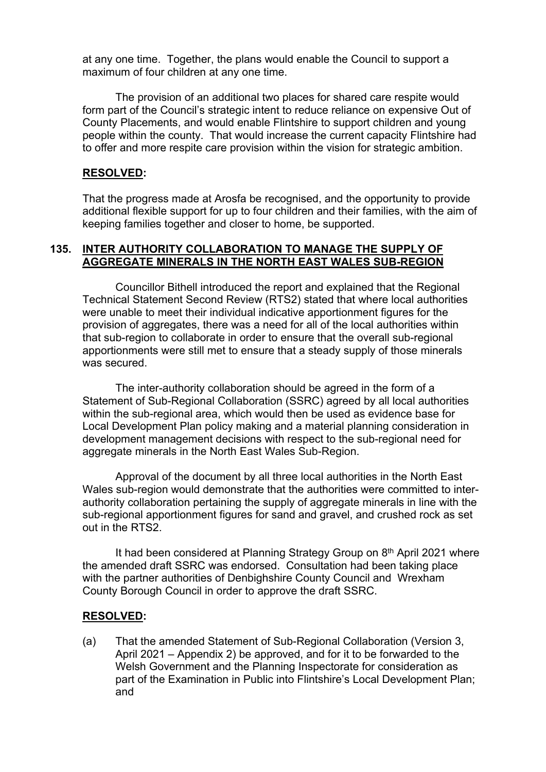at any one time. Together, the plans would enable the Council to support a maximum of four children at any one time.

The provision of an additional two places for shared care respite would form part of the Council's strategic intent to reduce reliance on expensive Out of County Placements, and would enable Flintshire to support children and young people within the county. That would increase the current capacity Flintshire had to offer and more respite care provision within the vision for strategic ambition.

**RESOLVED:**

That the progress made at Arosfa be recognised, and the opportunity to provide additional flexible support for up to four children and their families, with the aim of keeping families together and closer to home, be supported.

## 135. INTER AUTHORITY COLLABORATION TO MANAGE THE SUPPLY OF AGGREGATE MINERALS IN THE NORTH EAST WALES SUB-REGION

Councillor Bithell introduced the report and explained that the Regional Technical Statement Second Review (RTS2) stated that where local authorities were unable to meet their individual indicative apportionment figures for the provision of aggregates, there was a need for all of the local authorities within that sub-region to collaborate in order to ensure that the overall sub-regional apportionments were still met to ensure that a steady supply of those minerals was secured.

The inter-authority collaboration should be agreed in the form of a Statement of Sub-Regional Collaboration (SSRC) agreed by all local authorities within the sub-regional area, which would then be used as evidence base for Local Development Plan policy making and a material planning consideration in development management decisions with respect to the sub-regional need for aggregate minerals in the North East Wales Sub-Region.

Approval of the document by all three local authorities in the North East Wales sub-region would demonstrate that the authorities were committed to inter-authority collaboration pertaining the supply of aggregate minerals in line with the sub-regional apportionment figures for sand and gravel, and crushed rock as set out in the RTS2.

It had been considered at Planning Strategy Group on 8th April 2021 where the amended draft SSRC was endorsed. Consultation had been taking place with the partner authorities of Denbighshire County Council and Wrexham County Borough Council in order to approve the draft SSRC.

**RESOLVED:**

(a) That the amended Statement of Sub-Regional Collaboration (Version 3, April 2021 – Appendix 2) be approved, and for it to be forwarded to the Welsh Government and the Planning Inspectorate for consideration as part of the Examination in Public into Flintshire's Local Development Plan; and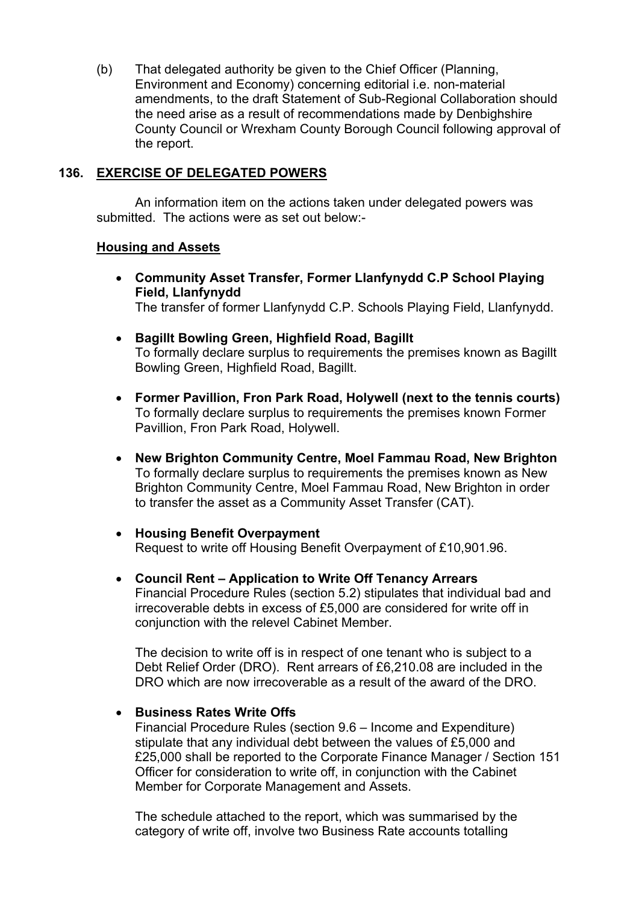(b) That delegated authority be given to the Chief Officer (Planning, Environment and Economy) concerning editorial i.e. non-material amendments, to the draft Statement of Sub-Regional Collaboration should the need arise as a result of recommendations made by Denbighshire County Council or Wrexham County Borough Council following approval of the report.

## 136. EXERCISE OF DELEGATED POWERS

An information item on the actions taken under delegated powers was submitted. The actions were as set out below:-

### Housing and Assets

- **Community Asset Transfer, Former Llanfynydd C.P School Playing Field, Llanfynydd**
  The transfer of former Llanfynydd C.P. Schools Playing Field, Llanfynydd.

- **Bagillt Bowling Green, Highfield Road, Bagillt**
  To formally declare surplus to requirements the premises known as Bagillt Bowling Green, Highfield Road, Bagillt.

- **Former Pavillion, Fron Park Road, Holywell (next to the tennis courts)**
  To formally declare surplus to requirements the premises known Former Pavillion, Fron Park Road, Holywell.

- **New Brighton Community Centre, Moel Fammau Road, New Brighton**
  To formally declare surplus to requirements the premises known as New Brighton Community Centre, Moel Fammau Road, New Brighton in order to transfer the asset as a Community Asset Transfer (CAT).

- **Housing Benefit Overpayment**
  Request to write off Housing Benefit Overpayment of £10,901.96.

- **Council Rent – Application to Write Off Tenancy Arrears**
  Financial Procedure Rules (section 5.2) stipulates that individual bad and irrecoverable debts in excess of £5,000 are considered for write off in conjunction with the relevel Cabinet Member.

  The decision to write off is in respect of one tenant who is subject to a Debt Relief Order (DRO). Rent arrears of £6,210.08 are included in the DRO which are now irrecoverable as a result of the award of the DRO.

- **Business Rates Write Offs**
  Financial Procedure Rules (section 9.6 – Income and Expenditure) stipulate that any individual debt between the values of £5,000 and £25,000 shall be reported to the Corporate Finance Manager / Section 151 Officer for consideration to write off, in conjunction with the Cabinet Member for Corporate Management and Assets.

  The schedule attached to the report, which was summarised by the category of write off, involve two Business Rate accounts totalling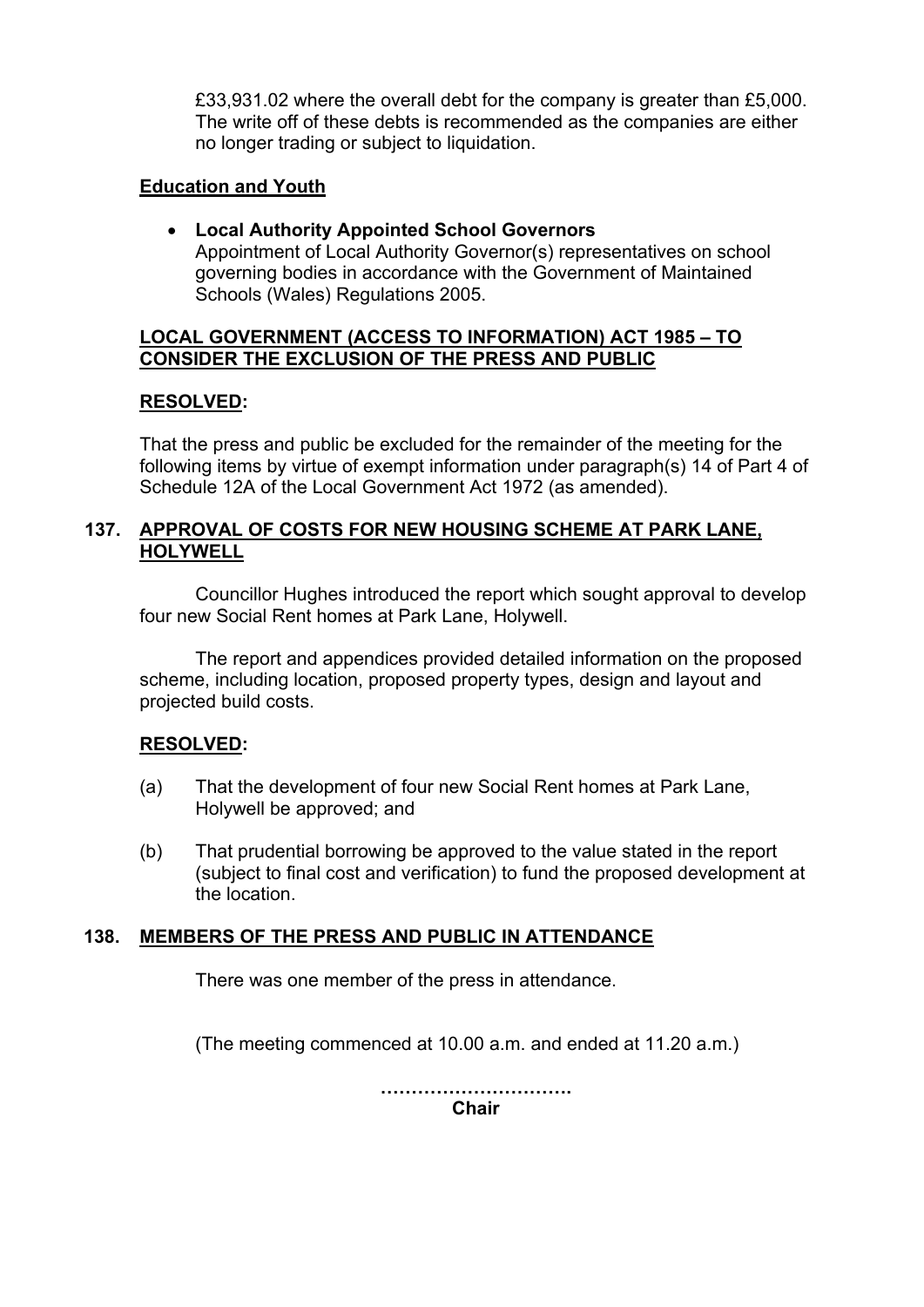£33,931.02 where the overall debt for the company is greater than £5,000. The write off of these debts is recommended as the companies are either no longer trading or subject to liquidation.

**Education and Youth**

- **Local Authority Appointed School Governors**
  Appointment of Local Authority Governor(s) representatives on school governing bodies in accordance with the Government of Maintained Schools (Wales) Regulations 2005.

**LOCAL GOVERNMENT (ACCESS TO INFORMATION) ACT 1985 – TO CONSIDER THE EXCLUSION OF THE PRESS AND PUBLIC**

**RESOLVED:**

That the press and public be excluded for the remainder of the meeting for the following items by virtue of exempt information under paragraph(s) 14 of Part 4 of Schedule 12A of the Local Government Act 1972 (as amended).

## 137. APPROVAL OF COSTS FOR NEW HOUSING SCHEME AT PARK LANE, HOLYWELL

Councillor Hughes introduced the report which sought approval to develop four new Social Rent homes at Park Lane, Holywell.

The report and appendices provided detailed information on the proposed scheme, including location, proposed property types, design and layout and projected build costs.

**RESOLVED:**

(a) That the development of four new Social Rent homes at Park Lane, Holywell be approved; and

(b) That prudential borrowing be approved to the value stated in the report (subject to final cost and verification) to fund the proposed development at the location.

## 138. MEMBERS OF THE PRESS AND PUBLIC IN ATTENDANCE

There was one member of the press in attendance.

(The meeting commenced at 10.00 a.m. and ended at 11.20 a.m.)

………………………….
**Chair**